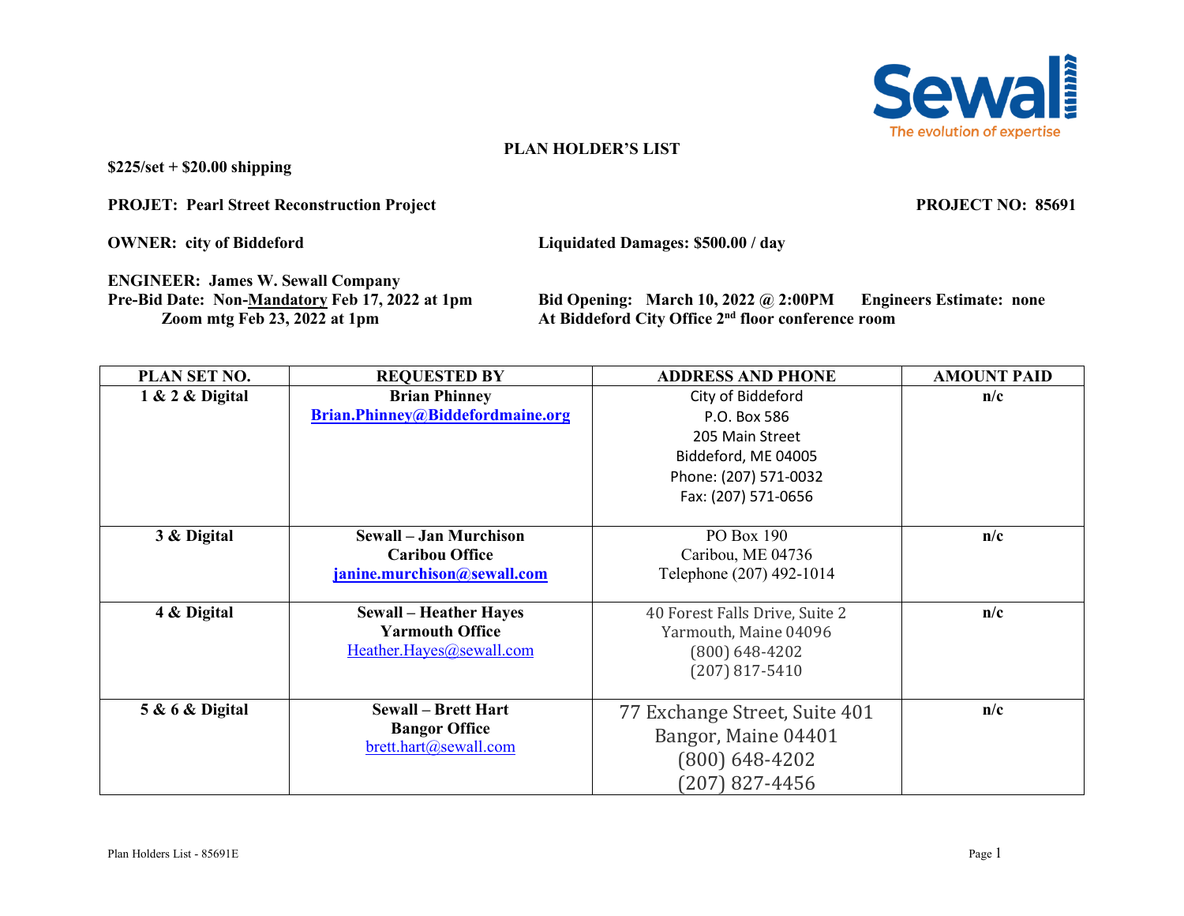# PLAN HOLDER'S LIST

**$225/set + $20.00 shipping**

**PROJET: Pearl Street Reconstruction Project** **PROJECT NO: 85691**

**OWNER: city of Biddeford** **Liquidated Damages: $500.00 / day**

**ENGINEER: James W. Sewall Company**
**Pre-Bid Date: Non-Mandatory Feb 17, 2022 at 1pm**
**Zoom mtg Feb 23, 2022 at 1pm**

**Bid Opening: March 10, 2022 @ 2:00PM** **Engineers Estimate: none**
**At Biddeford City Office 2nd floor conference room**

| PLAN SET NO. | REQUESTED BY | ADDRESS AND PHONE | AMOUNT PAID |
|---|---|---|---|
| 1 & 2 & Digital | **Brian Phinney**<br>Brian.Phinney@Biddefordmaine.org | City of Biddeford<br>P.O. Box 586<br>205 Main Street<br>Biddeford, ME 04005<br>Phone: (207) 571-0032<br>Fax: (207) 571-0656 | n/c |
| 3 & Digital | **Sewall – Jan Murchison**<br>**Caribou Office**<br>janine.murchison@sewall.com | PO Box 190<br>Caribou, ME 04736<br>Telephone (207) 492-1014 | n/c |
| 4 & Digital | **Sewall – Heather Hayes**<br>**Yarmouth Office**<br>Heather.Hayes@sewall.com | 40 Forest Falls Drive, Suite 2<br>Yarmouth, Maine 04096<br>(800) 648-4202<br>(207) 817-5410 | n/c |
| 5 & 6 & Digital | **Sewall – Brett Hart**<br>**Bangor Office**<br>brett.hart@sewall.com | 77 Exchange Street, Suite 401<br>Bangor, Maine 04401<br>(800) 648-4202<br>(207) 827-4456 | n/c |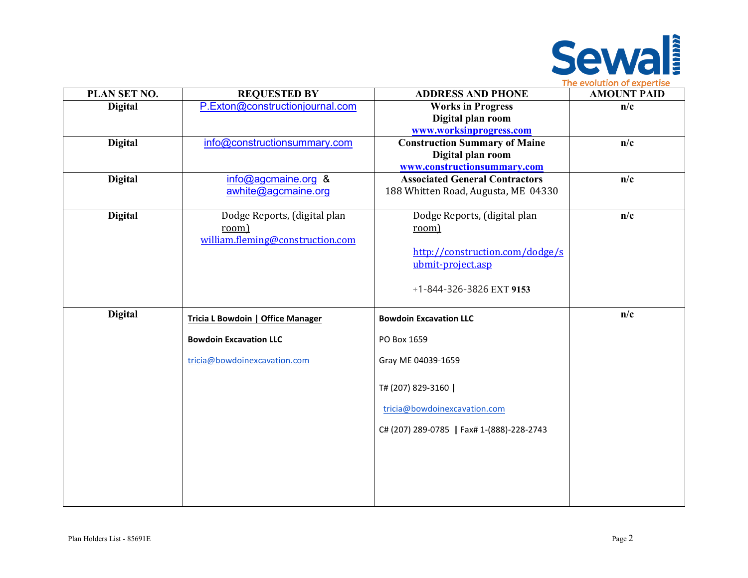Sewall
The evolution of expertise

| PLAN SET NO. | REQUESTED BY | ADDRESS AND PHONE | AMOUNT PAID |
|---|---|---|---|
| **Digital** | P.Exton@constructionjournal.com | **Works in Progress**<br>**Digital plan room**<br>**www.worksinprogress.com** | **n/c** |
| **Digital** | info@constructionsummary.com | **Construction Summary of Maine**<br>**Digital plan room**<br>**www.constructionsummary.com** | **n/c** |
| **Digital** | info@agcmaine.org & awhite@agcmaine.org | **Associated General Contractors**<br>188 Whitten Road, Augusta, ME 04330 | **n/c** |
| **Digital** | Dodge Reports, (digital plan room)<br>william.fleming@construction.com | Dodge Reports, (digital plan room)<br><br>http://construction.com/dodge/submit-project.asp<br><br>+1-844-326-3826 EXT **9153** | **n/c** |
| **Digital** | **Tricia L Bowdoin \| Office Manager**<br><br>**Bowdoin Excavation LLC**<br><br>tricia@bowdoinexcavation.com | **Bowdoin Excavation LLC**<br><br>PO Box 1659<br><br>Gray ME 04039-1659<br><br>T# (207) 829-3160 **\|**<br><br>tricia@bowdoinexcavation.com<br><br>C# (207) 289-0785 **\|** Fax# 1-(888)-228-2743 | **n/c** |

Plan Holders List - 85691E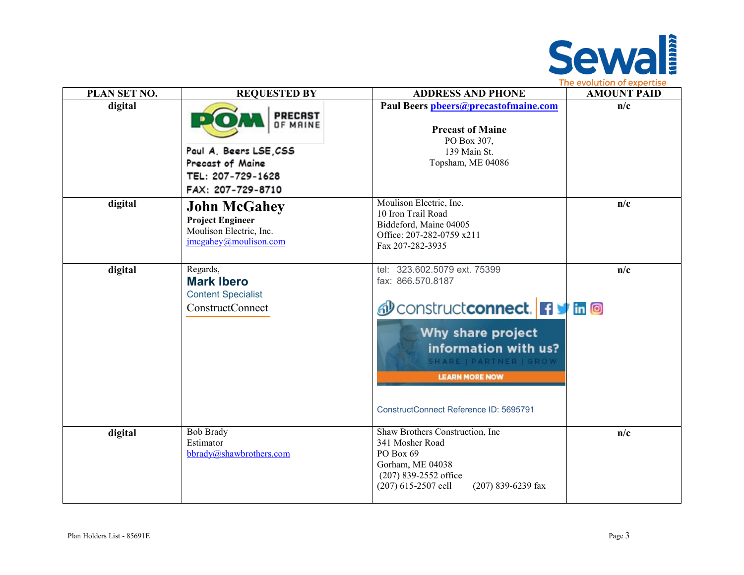| PLAN SET NO. | REQUESTED BY | ADDRESS AND PHONE | AMOUNT PAID |
|---|---|---|---|
| **digital** | PRECAST OF MAINE<br>Paul A. Beers LSE,CSS<br>Precast of Maine<br>TEL: 207-729-1628<br>FAX: 207-729-8710 | **Paul Beers** pbeers@precastofmaine.com<br><br>**Precast of Maine**<br>PO Box 307,<br>139 Main St.<br>Topsham, ME 04086 | **n/c** |
| **digital** | **John McGahey**<br>**Project Engineer**<br>Moulison Electric, Inc.<br>jmcgahey@moulison.com | Moulison Electric, Inc.<br>10 Iron Trail Road<br>Biddeford, Maine 04005<br>Office: 207-282-0759 x211<br>Fax 207-282-3935 | **n/c** |
| **digital** | Regards,<br>**Mark Ibero**<br>Content Specialist<br>ConstructConnect | tel: 323.602.5079 ext. 75399<br>fax: 866.570.8187<br><br>constructconnect.<br>Why share project information with us?<br>SHARE \| PARTNER \| GROW<br>LEARN MORE NOW<br><br>ConstructConnect Reference ID: 5695791 | **n/c** |
| **digital** | Bob Brady<br>Estimator<br>bbrady@shawbrothers.com | Shaw Brothers Construction, Inc<br>341 Mosher Road<br>PO Box 69<br>Gorham, ME 04038<br>(207) 839-2552 office<br>(207) 615-2507 cell (207) 839-6239 fax | **n/c** |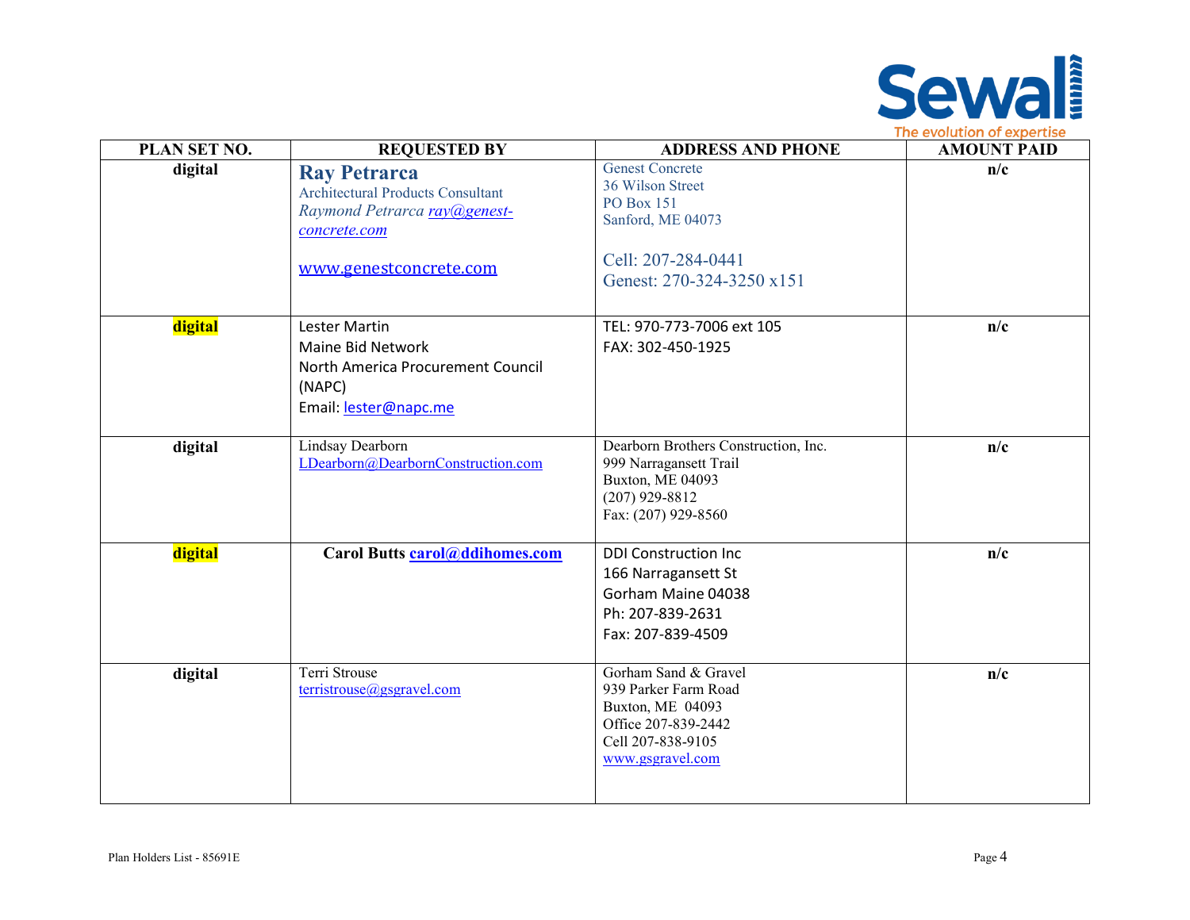| PLAN SET NO. | REQUESTED BY | ADDRESS AND PHONE | AMOUNT PAID |
|---|---|---|---|
| **digital** | **Ray Petrarca**<br>Architectural Products Consultant<br>*Raymond Petrarca ray@genest-concrete.com*<br><br>www.genestconcrete.com | Genest Concrete<br>36 Wilson Street<br>PO Box 151<br>Sanford, ME 04073<br><br>Cell: 207-284-0441<br>Genest: 270-324-3250 x151 | **n/c** |
| **digital** | Lester Martin<br>Maine Bid Network<br>North America Procurement Council (NAPC)<br>Email: lester@napc.me | TEL: 970-773-7006 ext 105<br>FAX: 302-450-1925 | **n/c** |
| **digital** | Lindsay Dearborn<br>LDearborn@DearbornConstruction.com | Dearborn Brothers Construction, Inc.<br>999 Narragansett Trail<br>Buxton, ME 04093<br>(207) 929-8812<br>Fax: (207) 929-8560 | **n/c** |
| **digital** | **Carol Butts carol@ddihomes.com** | DDI Construction Inc<br>166 Narragansett St<br>Gorham Maine 04038<br>Ph: 207-839-2631<br>Fax: 207-839-4509 | **n/c** |
| **digital** | Terri Strouse<br>terristrouse@gsgravel.com | Gorham Sand & Gravel<br>939 Parker Farm Road<br>Buxton, ME 04093<br>Office 207-839-2442<br>Cell 207-838-9105<br>www.gsgravel.com | **n/c** |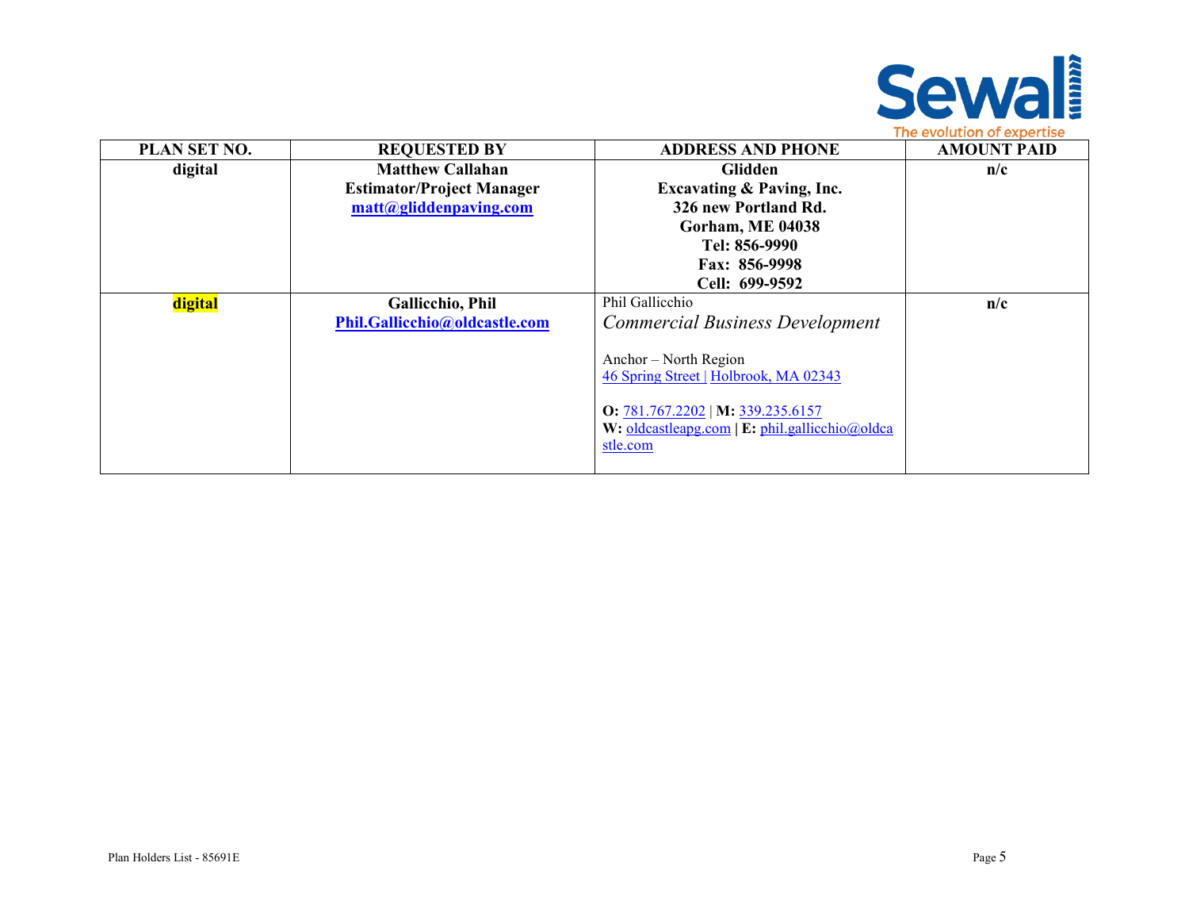| PLAN SET NO. | REQUESTED BY | ADDRESS AND PHONE | AMOUNT PAID |
|---|---|---|---|
| **digital** | **Matthew Callahan**<br>**Estimator/Project Manager**<br>**matt@gliddenpaving.com** | **Glidden**<br>**Excavating & Paving, Inc.**<br>**326 new Portland Rd.**<br>**Gorham, ME 04038**<br>**Tel: 856-9990**<br>**Fax: 856-9998**<br>**Cell: 699-9592** | **n/c** |
| **digital** | **Gallicchio, Phil**<br>**Phil.Gallicchio@oldcastle.com** | Phil Gallicchio<br>*Commercial Business Development*<br><br>Anchor – North Region<br>46 Spring Street \| Holbrook, MA 02343<br><br>**O:** 781.767.2202 \| **M:** 339.235.6157<br>**W:** oldcastleapg.com \| **E:** phil.gallicchio@oldcastle.com | **n/c** |